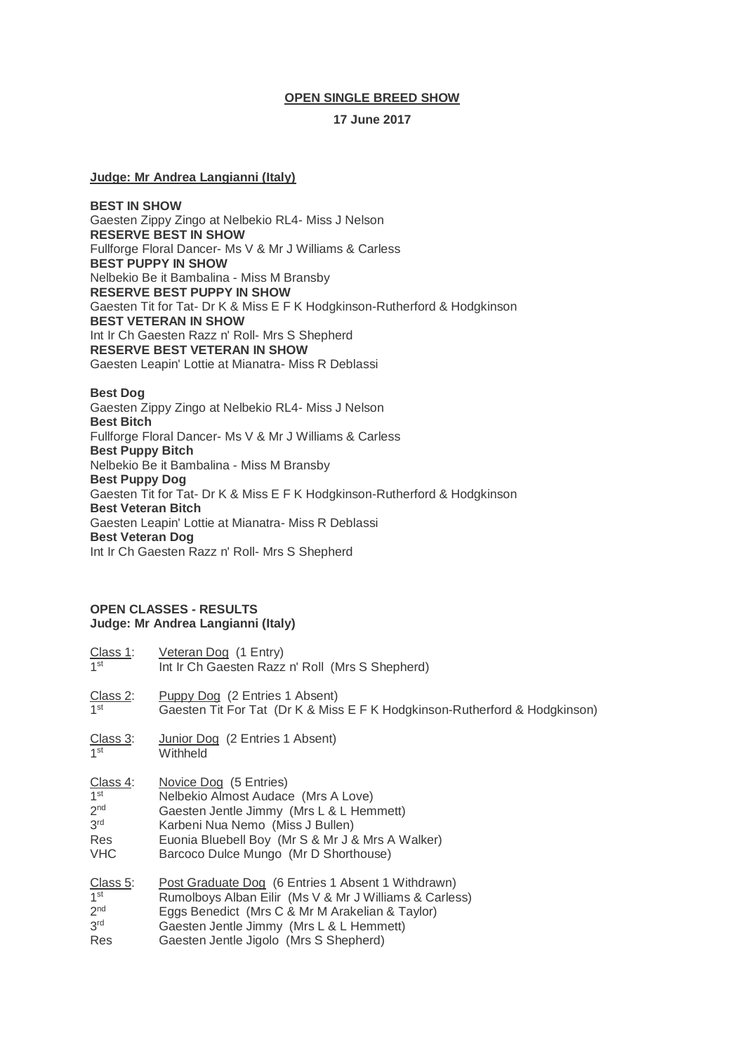**OPEN SINGLE BREED SHOW**

**17 June 2017**

**Judge: Mr Andrea Langianni (Italy)**

**BEST IN SHOW**
Gaesten Zippy Zingo at Nelbekio RL4- Miss J Nelson
**RESERVE BEST IN SHOW**
Fullforge Floral Dancer- Ms V & Mr J Williams & Carless
**BEST PUPPY IN SHOW**
Nelbekio Be it Bambalina - Miss M Bransby
**RESERVE BEST PUPPY IN SHOW**
Gaesten Tit for Tat- Dr K & Miss E F K Hodgkinson-Rutherford & Hodgkinson
**BEST VETERAN IN SHOW**
Int Ir Ch Gaesten Razz n' Roll- Mrs S Shepherd
**RESERVE BEST VETERAN IN SHOW**
Gaesten Leapin' Lottie at Mianatra- Miss R Deblassi

**Best Dog**
Gaesten Zippy Zingo at Nelbekio RL4- Miss J Nelson
**Best Bitch**
Fullforge Floral Dancer- Ms V & Mr J Williams & Carless
**Best Puppy Bitch**
Nelbekio Be it Bambalina - Miss M Bransby
**Best Puppy Dog**
Gaesten Tit for Tat- Dr K & Miss E F K Hodgkinson-Rutherford & Hodgkinson
**Best Veteran Bitch**
Gaesten Leapin' Lottie at Mianatra- Miss R Deblassi
**Best Veteran Dog**
Int Ir Ch Gaesten Razz n' Roll- Mrs S Shepherd

**OPEN CLASSES - RESULTS**
**Judge: Mr Andrea Langianni (Italy)**

Class 1: Veteran Dog (1 Entry)
1st Int Ir Ch Gaesten Razz n' Roll (Mrs S Shepherd)

Class 2: Puppy Dog (2 Entries 1 Absent)
1st Gaesten Tit For Tat (Dr K & Miss E F K Hodgkinson-Rutherford & Hodgkinson)

Class 3: Junior Dog (2 Entries 1 Absent)
1st Withheld

Class 4: Novice Dog (5 Entries)
1st Nelbekio Almost Audace (Mrs A Love)
2nd Gaesten Jentle Jimmy (Mrs L & L Hemmett)
3rd Karbeni Nua Nemo (Miss J Bullen)
Res Euonia Bluebell Boy (Mr S & Mr J & Mrs A Walker)
VHC Barcoco Dulce Mungo (Mr D Shorthouse)

Class 5: Post Graduate Dog (6 Entries 1 Absent 1 Withdrawn)
1st Rumolboys Alban Eilir (Ms V & Mr J Williams & Carless)
2nd Eggs Benedict (Mrs C & Mr M Arakelian & Taylor)
3rd Gaesten Jentle Jimmy (Mrs L & L Hemmett)
Res Gaesten Jentle Jigolo (Mrs S Shepherd)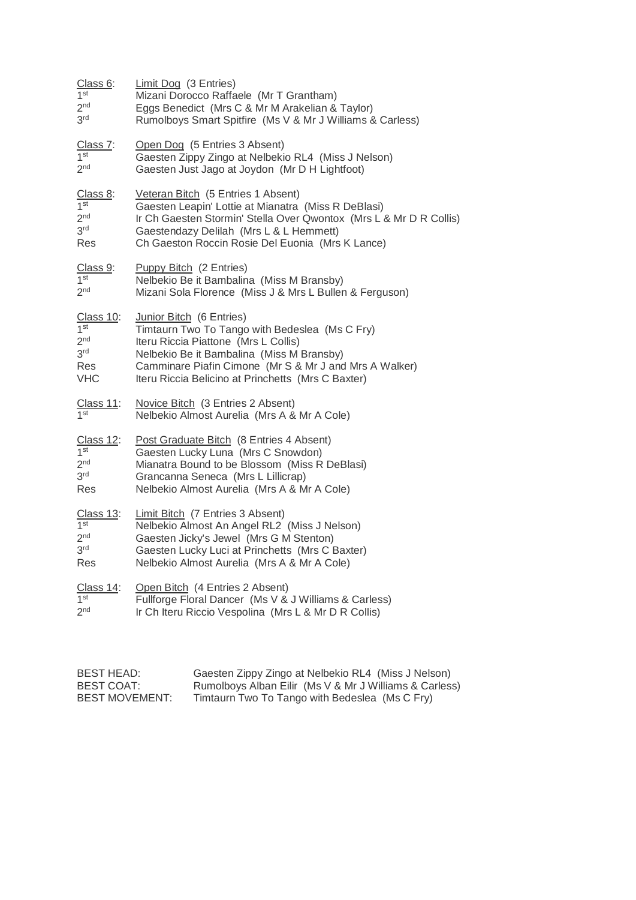Class 6: Limit Dog (3 Entries)
1st Mizani Dorocco Raffaele (Mr T Grantham)
2nd Eggs Benedict (Mrs C & Mr M Arakelian & Taylor)
3rd Rumolboys Smart Spitfire (Ms V & Mr J Williams & Carless)

Class 7: Open Dog (5 Entries 3 Absent)
1st Gaesten Zippy Zingo at Nelbekio RL4 (Miss J Nelson)
2nd Gaesten Just Jago at Joydon (Mr D H Lightfoot)

Class 8: Veteran Bitch (5 Entries 1 Absent)
1st Gaesten Leapin' Lottie at Mianatra (Miss R DeBlasi)
2nd Ir Ch Gaesten Stormin' Stella Over Qwontox (Mrs L & Mr D R Collis)
3rd Gaestendazy Delilah (Mrs L & L Hemmett)
Res Ch Gaeston Roccin Rosie Del Euonia (Mrs K Lance)

Class 9: Puppy Bitch (2 Entries)
1st Nelbekio Be it Bambalina (Miss M Bransby)
2nd Mizani Sola Florence (Miss J & Mrs L Bullen & Ferguson)

Class 10: Junior Bitch (6 Entries)
1st Timtaurn Two To Tango with Bedeslea (Ms C Fry)
2nd Iteru Riccia Piattone (Mrs L Collis)
3rd Nelbekio Be it Bambalina (Miss M Bransby)
Res Camminare Piafin Cimone (Mr S & Mr J and Mrs A Walker)
VHC Iteru Riccia Belicino at Princhetts (Mrs C Baxter)

Class 11: Novice Bitch (3 Entries 2 Absent)
1st Nelbekio Almost Aurelia (Mrs A & Mr A Cole)

Class 12: Post Graduate Bitch (8 Entries 4 Absent)
1st Gaesten Lucky Luna (Mrs C Snowdon)
2nd Mianatra Bound to be Blossom (Miss R DeBlasi)
3rd Grancanna Seneca (Mrs L Lillicrap)
Res Nelbekio Almost Aurelia (Mrs A & Mr A Cole)

Class 13: Limit Bitch (7 Entries 3 Absent)
1st Nelbekio Almost An Angel RL2 (Miss J Nelson)
2nd Gaesten Jicky's Jewel (Mrs G M Stenton)
3rd Gaesten Lucky Luci at Princhetts (Mrs C Baxter)
Res Nelbekio Almost Aurelia (Mrs A & Mr A Cole)

Class 14: Open Bitch (4 Entries 2 Absent)
1st Fullforge Floral Dancer (Ms V & J Williams & Carless)
2nd Ir Ch Iteru Riccio Vespolina (Mrs L & Mr D R Collis)

BEST HEAD: Gaesten Zippy Zingo at Nelbekio RL4 (Miss J Nelson)
BEST COAT: Rumolboys Alban Eilir (Ms V & Mr J Williams & Carless)
BEST MOVEMENT: Timtaurn Two To Tango with Bedeslea (Ms C Fry)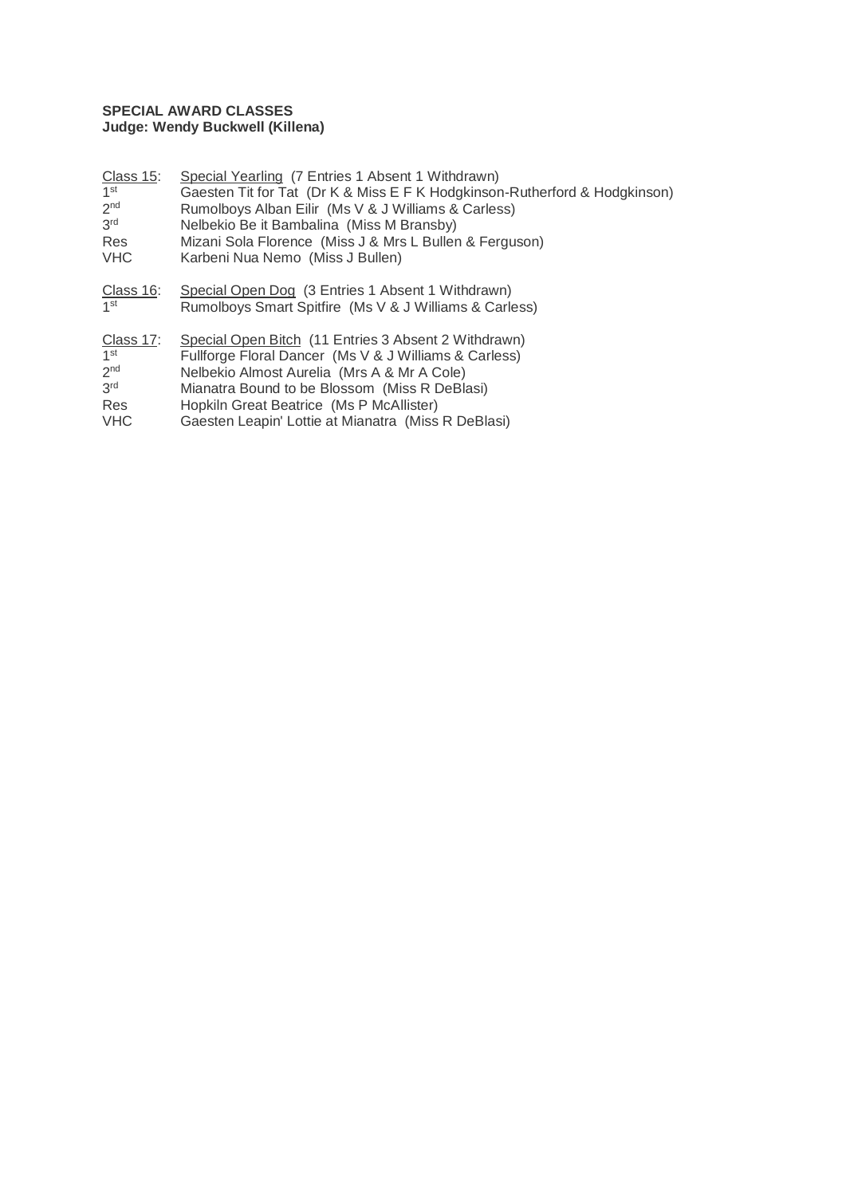**SPECIAL AWARD CLASSES**
**Judge: Wendy Buckwell (Killena)**

| | |
|---|---|
| Class 15: | Special Yearling (7 Entries 1 Absent 1 Withdrawn) |
| 1st | Gaesten Tit for Tat (Dr K & Miss E F K Hodgkinson-Rutherford & Hodgkinson) |
| 2nd | Rumolboys Alban Eilir (Ms V & J Williams & Carless) |
| 3rd | Nelbekio Be it Bambalina (Miss M Bransby) |
| Res | Mizani Sola Florence (Miss J & Mrs L Bullen & Ferguson) |
| VHC | Karbeni Nua Nemo (Miss J Bullen) |

| | |
|---|---|
| Class 16: | Special Open Dog (3 Entries 1 Absent 1 Withdrawn) |
| 1st | Rumolboys Smart Spitfire (Ms V & J Williams & Carless) |

| | |
|---|---|
| Class 17: | Special Open Bitch (11 Entries 3 Absent 2 Withdrawn) |
| 1st | Fullforge Floral Dancer (Ms V & J Williams & Carless) |
| 2nd | Nelbekio Almost Aurelia (Mrs A & Mr A Cole) |
| 3rd | Mianatra Bound to be Blossom (Miss R DeBlasi) |
| Res | Hopkiln Great Beatrice (Ms P McAllister) |
| VHC | Gaesten Leapin' Lottie at Mianatra (Miss R DeBlasi) |